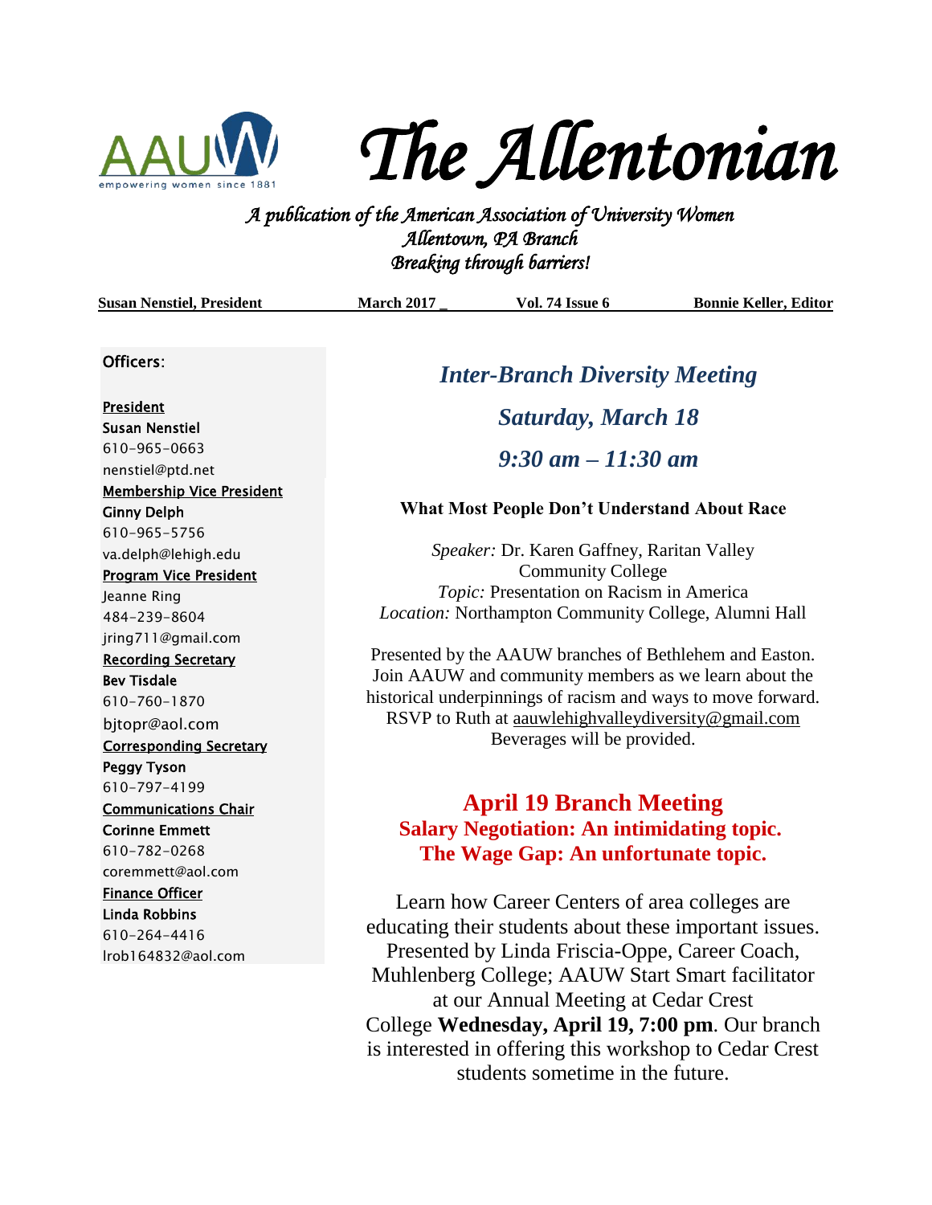# The Allentonian

*A publication of the American Association of University Women*
*Allentown, PA Branch*
*Breaking through barriers!*

**Susan Nenstiel, President** | **March 2017** | **Vol. 74 Issue 6** | **Bonnie Keller, Editor**

Officers:

President
**Susan Nenstiel**
610-965-0663
nenstiel@ptd.net

Membership Vice President
**Ginny Delph**
610-965-5756
va.delph@lehigh.edu

Program Vice President
Jeanne Ring
484-239-8604
jring711@gmail.com

Recording Secretary
**Bev Tisdale**
610-760-1870
bjtopr@aol.com

Corresponding Secretary
**Peggy Tyson**
610-797-4199

Communications Chair
**Corinne Emmett**
610-782-0268
coremmett@aol.com

Finance Officer
**Linda Robbins**
610-264-4416
lrob164832@aol.com

## *Inter-Branch Diversity Meeting*

### *Saturday, March 18*

### *9:30 am – 11:30 am*

**What Most People Don't Understand About Race**

*Speaker:* Dr. Karen Gaffney, Raritan Valley Community College
*Topic:* Presentation on Racism in America
*Location:* Northampton Community College, Alumni Hall

Presented by the AAUW branches of Bethlehem and Easton. Join AAUW and community members as we learn about the historical underpinnings of racism and ways to move forward. RSVP to Ruth at aauwlehighvalleydiversity@gmail.com
Beverages will be provided.

## April 19 Branch Meeting

### Salary Negotiation: An intimidating topic. The Wage Gap: An unfortunate topic.

Learn how Career Centers of area colleges are educating their students about these important issues. Presented by Linda Friscia-Oppe, Career Coach, Muhlenberg College; AAUW Start Smart facilitator at our Annual Meeting at Cedar Crest College **Wednesday, April 19, 7:00 pm**. Our branch is interested in offering this workshop to Cedar Crest students sometime in the future.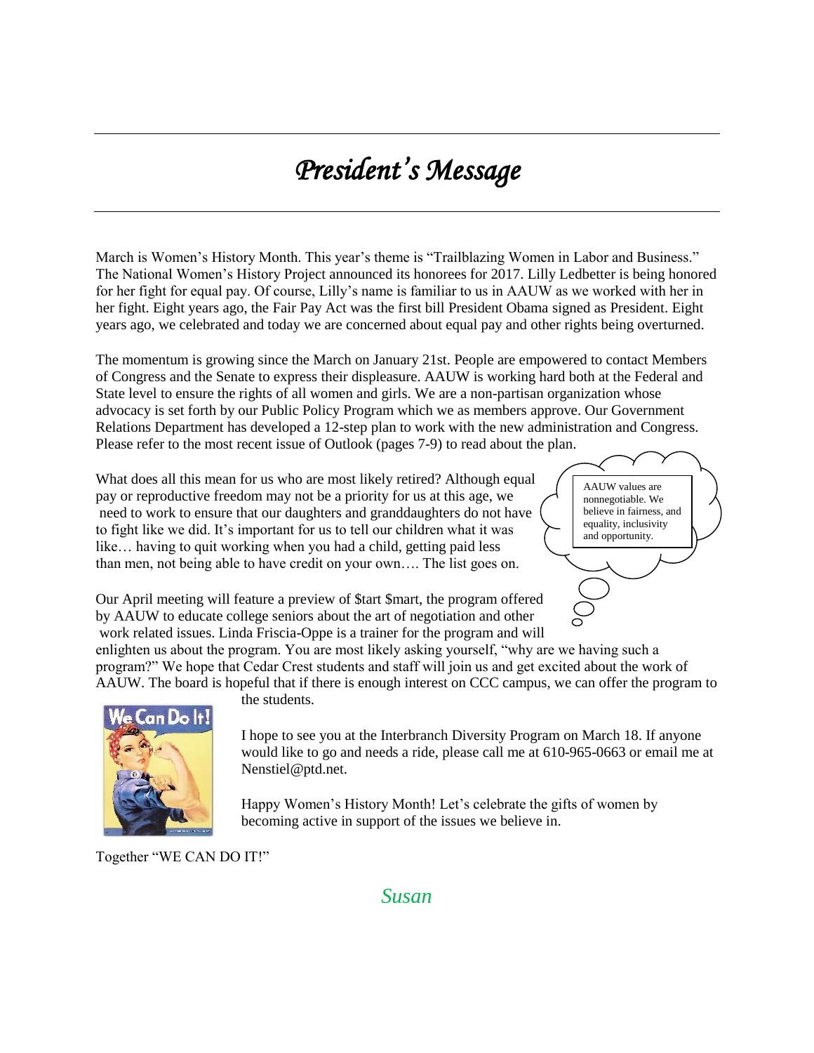# *President's Message*

March is Women's History Month. This year's theme is "Trailblazing Women in Labor and Business." The National Women's History Project announced its honorees for 2017. Lilly Ledbetter is being honored for her fight for equal pay. Of course, Lilly's name is familiar to us in AAUW as we worked with her in her fight. Eight years ago, the Fair Pay Act was the first bill President Obama signed as President. Eight years ago, we celebrated and today we are concerned about equal pay and other rights being overturned.

The momentum is growing since the March on January 21st. People are empowered to contact Members of Congress and the Senate to express their displeasure. AAUW is working hard both at the Federal and State level to ensure the rights of all women and girls. We are a non-partisan organization whose advocacy is set forth by our Public Policy Program which we as members approve. Our Government Relations Department has developed a 12-step plan to work with the new administration and Congress. Please refer to the most recent issue of Outlook (pages 7-9) to read about the plan.

What does all this mean for us who are most likely retired? Although equal pay or reproductive freedom may not be a priority for us at this age, we need to work to ensure that our daughters and granddaughters do not have to fight like we did. It's important for us to tell our children what it was like… having to quit working when you had a child, getting paid less than men, not being able to have credit on your own…. The list goes on.

AAUW values are nonnegotiable. We believe in fairness, and equality, inclusivity and opportunity.

Our April meeting will feature a preview of $tart $mart, the program offered by AAUW to educate college seniors about the art of negotiation and other work related issues. Linda Friscia-Oppe is a trainer for the program and will enlighten us about the program. You are most likely asking yourself, "why are we having such a program?" We hope that Cedar Crest students and staff will join us and get excited about the work of AAUW. The board is hopeful that if there is enough interest on CCC campus, we can offer the program to the students.

I hope to see you at the Interbranch Diversity Program on March 18. If anyone would like to go and needs a ride, please call me at 610-965-0663 or email me at Nenstiel@ptd.net.

Happy Women's History Month! Let's celebrate the gifts of women by becoming active in support of the issues we believe in.

Together "WE CAN DO IT!"

*Susan*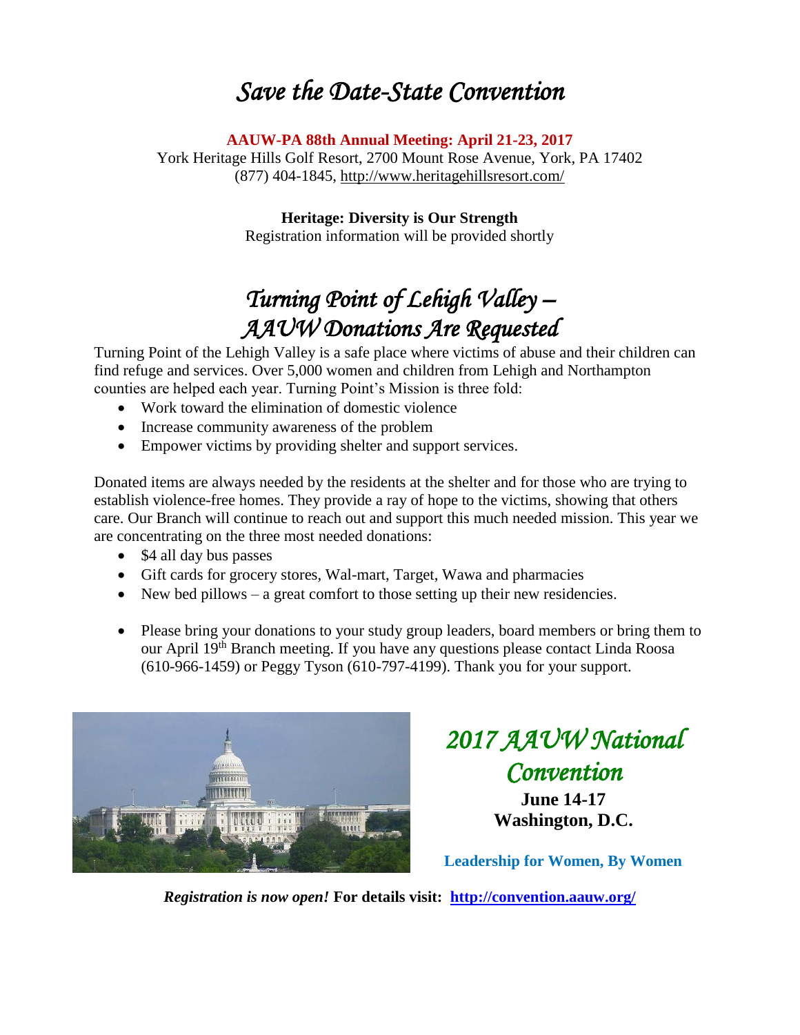# *Save the Date-State Convention*

**AAUW-PA 88th Annual Meeting: April 21-23, 2017**

York Heritage Hills Golf Resort, 2700 Mount Rose Avenue, York, PA 17402
(877) 404-1845, http://www.heritagehillsresort.com/

**Heritage: Diversity is Our Strength**

Registration information will be provided shortly

# *Turning Point of Lehigh Valley – AAUW Donations Are Requested*

Turning Point of the Lehigh Valley is a safe place where victims of abuse and their children can find refuge and services. Over 5,000 women and children from Lehigh and Northampton counties are helped each year. Turning Point's Mission is three fold:

- Work toward the elimination of domestic violence
- Increase community awareness of the problem
- Empower victims by providing shelter and support services.

Donated items are always needed by the residents at the shelter and for those who are trying to establish violence-free homes. They provide a ray of hope to the victims, showing that others care. Our Branch will continue to reach out and support this much needed mission. This year we are concentrating on the three most needed donations:

- $4 all day bus passes
- Gift cards for grocery stores, Wal-mart, Target, Wawa and pharmacies
- New bed pillows – a great comfort to those setting up their new residencies.

- Please bring your donations to your study group leaders, board members or bring them to our April 19th Branch meeting. If you have any questions please contact Linda Roosa (610-966-1459) or Peggy Tyson (610-797-4199). Thank you for your support.

# *2017 AAUW National Convention*

**June 14-17**
**Washington, D.C.**

**Leadership for Women, By Women**

***Registration is now open!*** **For details visit: http://convention.aauw.org/**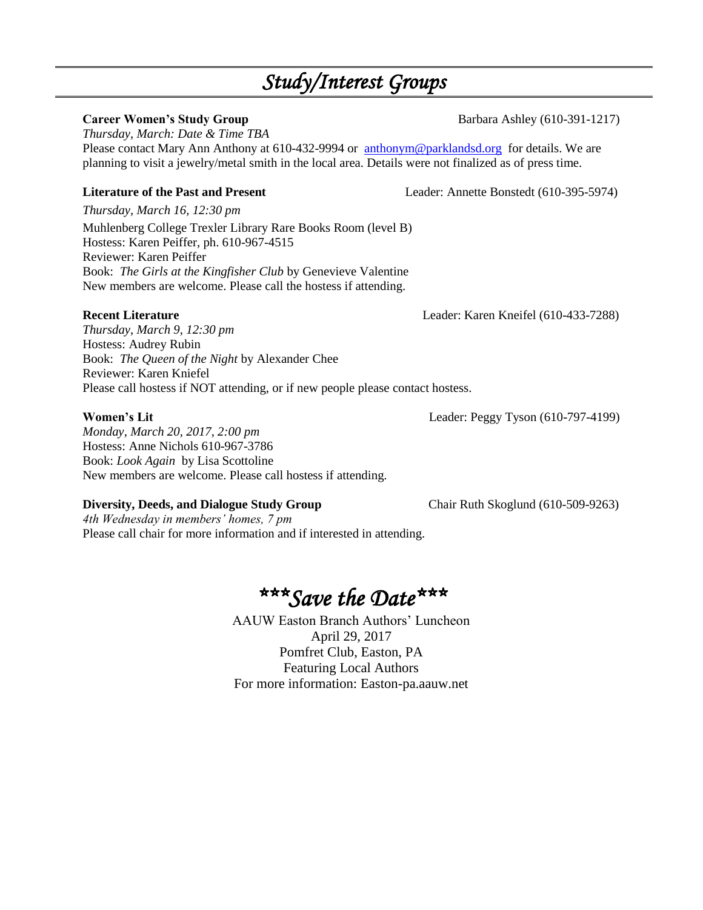# *Study/Interest Groups*

**Career Women's Study Group** Barbara Ashley (610-391-1217)

*Thursday, March: Date & Time TBA*

Please contact Mary Ann Anthony at 610-432-9994 or anthonym@parklandsd.org for details. We are planning to visit a jewelry/metal smith in the local area. Details were not finalized as of press time.

**Literature of the Past and Present** Leader: Annette Bonstedt (610-395-5974)

*Thursday, March 16, 12:30 pm*

Muhlenberg College Trexler Library Rare Books Room (level B)
Hostess: Karen Peiffer, ph. 610-967-4515
Reviewer: Karen Peiffer
Book: *The Girls at the Kingfisher Club* by Genevieve Valentine
New members are welcome. Please call the hostess if attending.

**Recent Literature** Leader: Karen Kneifel (610-433-7288)

*Thursday, March 9, 12:30 pm*
Hostess: Audrey Rubin
Book: *The Queen of the Night* by Alexander Chee
Reviewer: Karen Kniefel
Please call hostess if NOT attending, or if new people please contact hostess.

**Women's Lit** Leader: Peggy Tyson (610-797-4199)

*Monday, March 20, 2017, 2:00 pm*
Hostess: Anne Nichols 610-967-3786
Book: *Look Again* by Lisa Scottoline
New members are welcome. Please call hostess if attending.

**Diversity, Deeds, and Dialogue Study Group** Chair Ruth Skoglund (610-509-9263)

*4th Wednesday in members' homes, 7 pm*
Please call chair for more information and if interested in attending.

## *\*\*\*Save the Date\*\*\**

AAUW Easton Branch Authors' Luncheon
April 29, 2017
Pomfret Club, Easton, PA
Featuring Local Authors
For more information: Easton-pa.aauw.net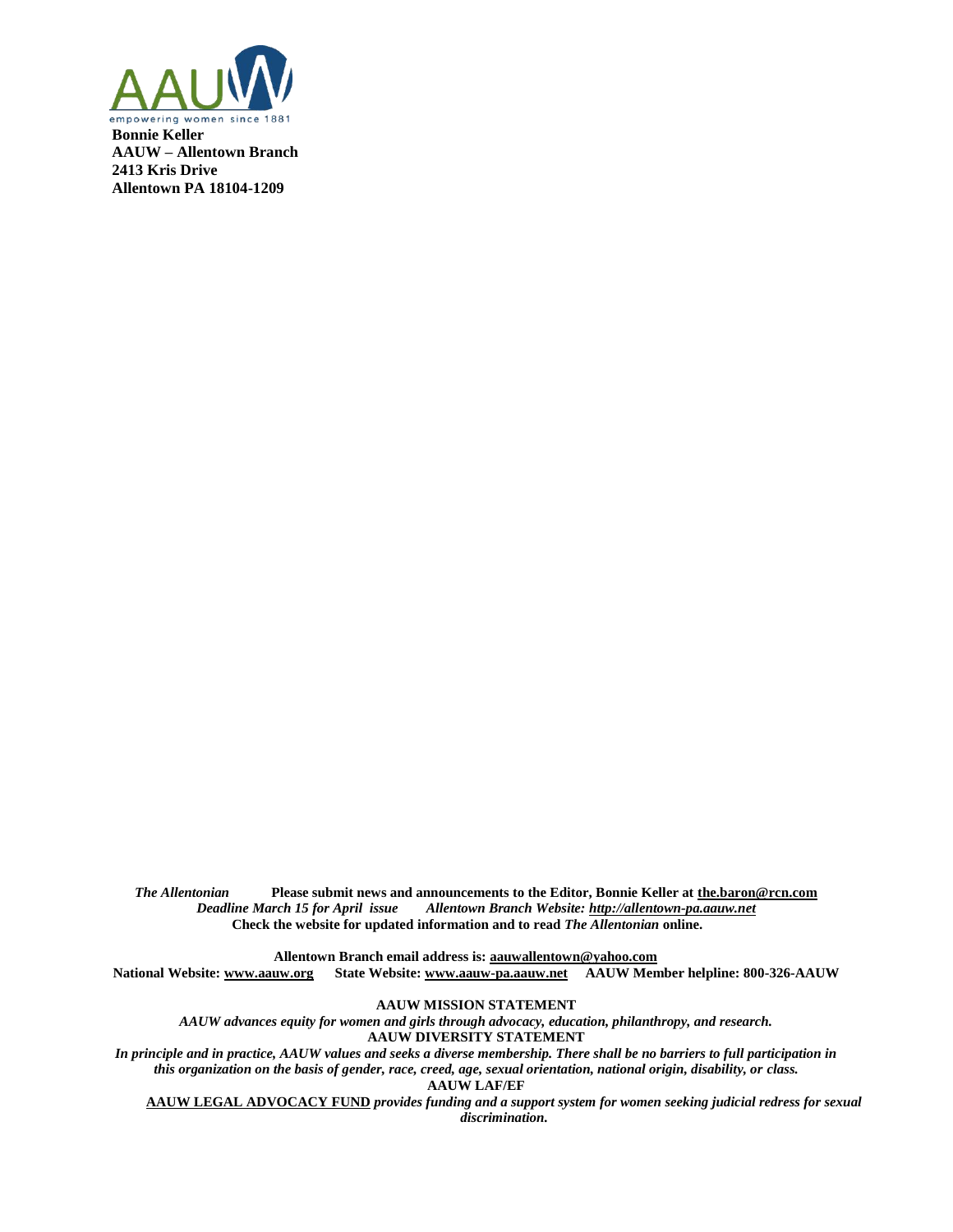AAUW
empowering women since 1881

**Bonnie Keller**
**AAUW – Allentown Branch**
**2413 Kris Drive**
**Allentown PA 18104-1209**

*The Allentonian* **Please submit news and announcements to the Editor, Bonnie Keller at the.baron@rcn.com**
***Deadline March 15 for April issue*** ***Allentown Branch Website: http://allentown-pa.aauw.net***
**Check the website for updated information and to read *The Allentonian* online.**

**Allentown Branch email address is: aauwallentown@yahoo.com**
**National Website: www.aauw.org** **State Website: www.aauw-pa.aauw.net** **AAUW Member helpline: 800-326-AAUW**

**AAUW MISSION STATEMENT**
***AAUW advances equity for women and girls through advocacy, education, philanthropy, and research.***

**AAUW DIVERSITY STATEMENT**
***In principle and in practice, AAUW values and seeks a diverse membership. There shall be no barriers to full participation in this organization on the basis of gender, race, creed, age, sexual orientation, national origin, disability, or class.***

**AAUW LAF/EF**
**AAUW LEGAL ADVOCACY FUND** ***provides funding and a support system for women seeking judicial redress for sexual discrimination.***